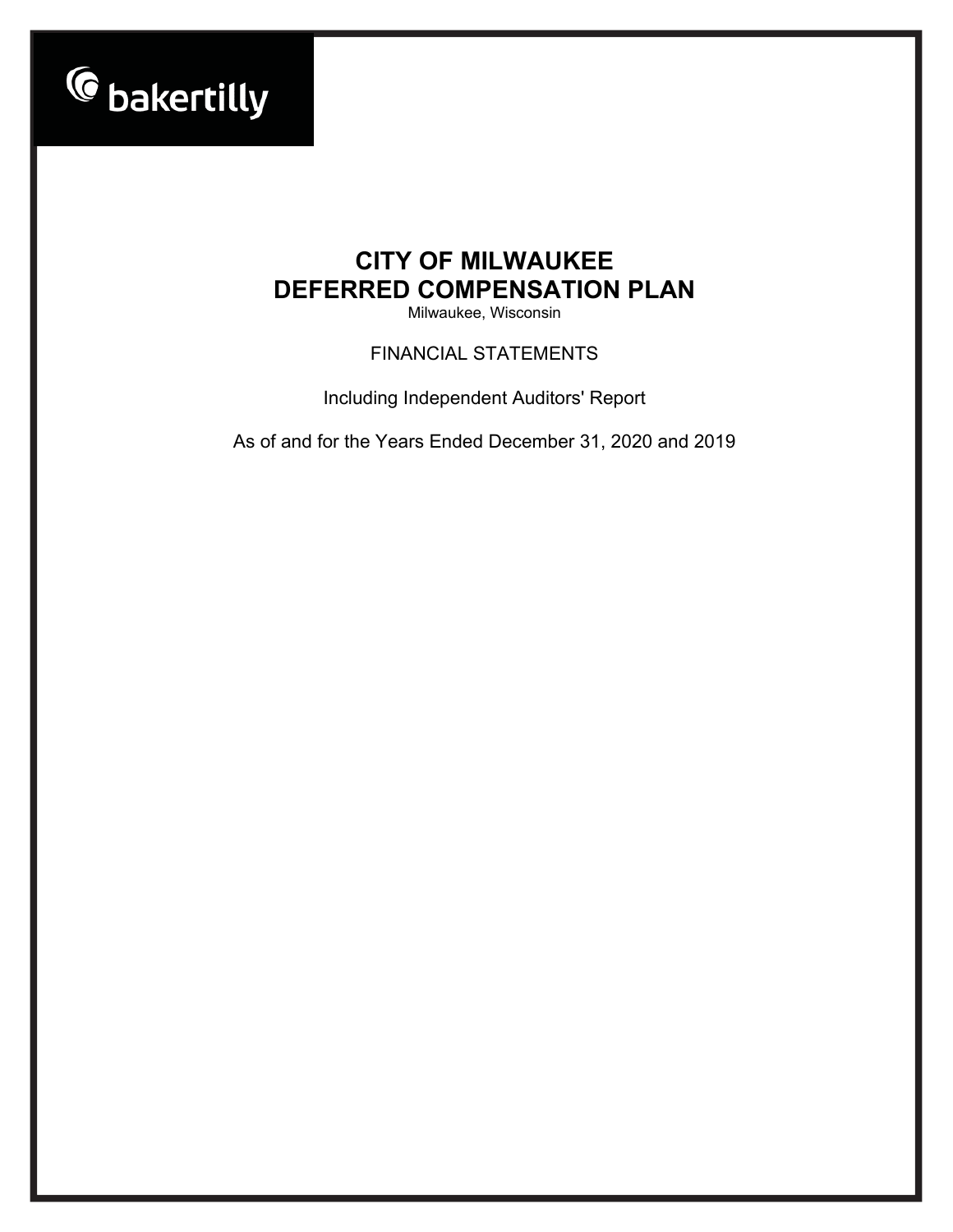bakertilly

# CITY OF MILWAUKEE
# DEFERRED COMPENSATION PLAN

Milwaukee, Wisconsin

FINANCIAL STATEMENTS

Including Independent Auditors' Report

As of and for the Years Ended December 31, 2020 and 2019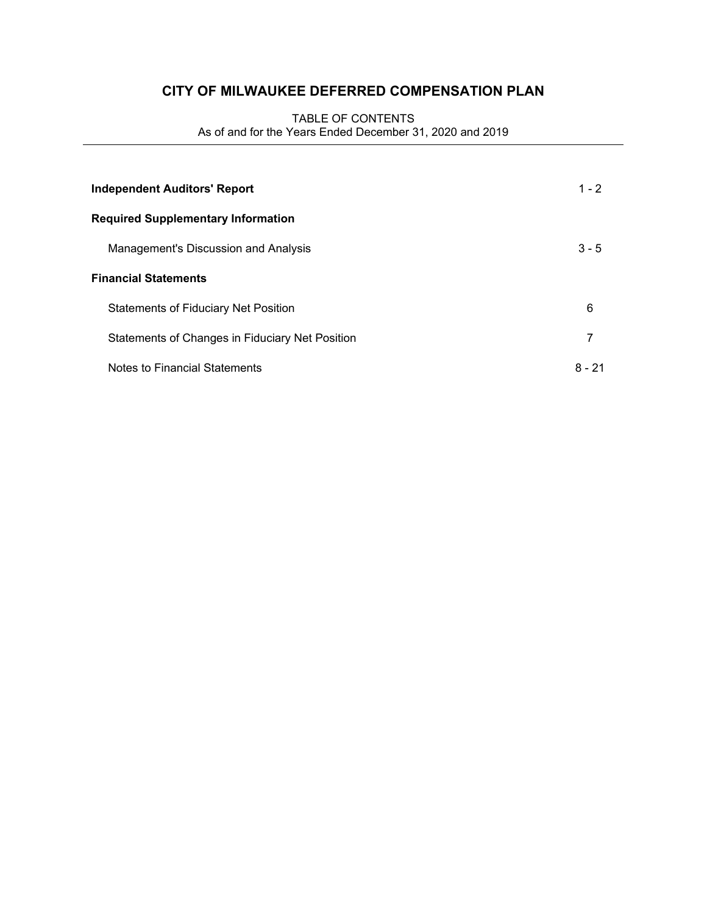# CITY OF MILWAUKEE DEFERRED COMPENSATION PLAN

TABLE OF CONTENTS
As of and for the Years Ended December 31, 2020 and 2019

| | |
|---|---|
| **Independent Auditors' Report** | 1 - 2 |
| **Required Supplementary Information** | |
| Management's Discussion and Analysis | 3 - 5 |
| **Financial Statements** | |
| Statements of Fiduciary Net Position | 6 |
| Statements of Changes in Fiduciary Net Position | 7 |
| Notes to Financial Statements | 8 - 21 |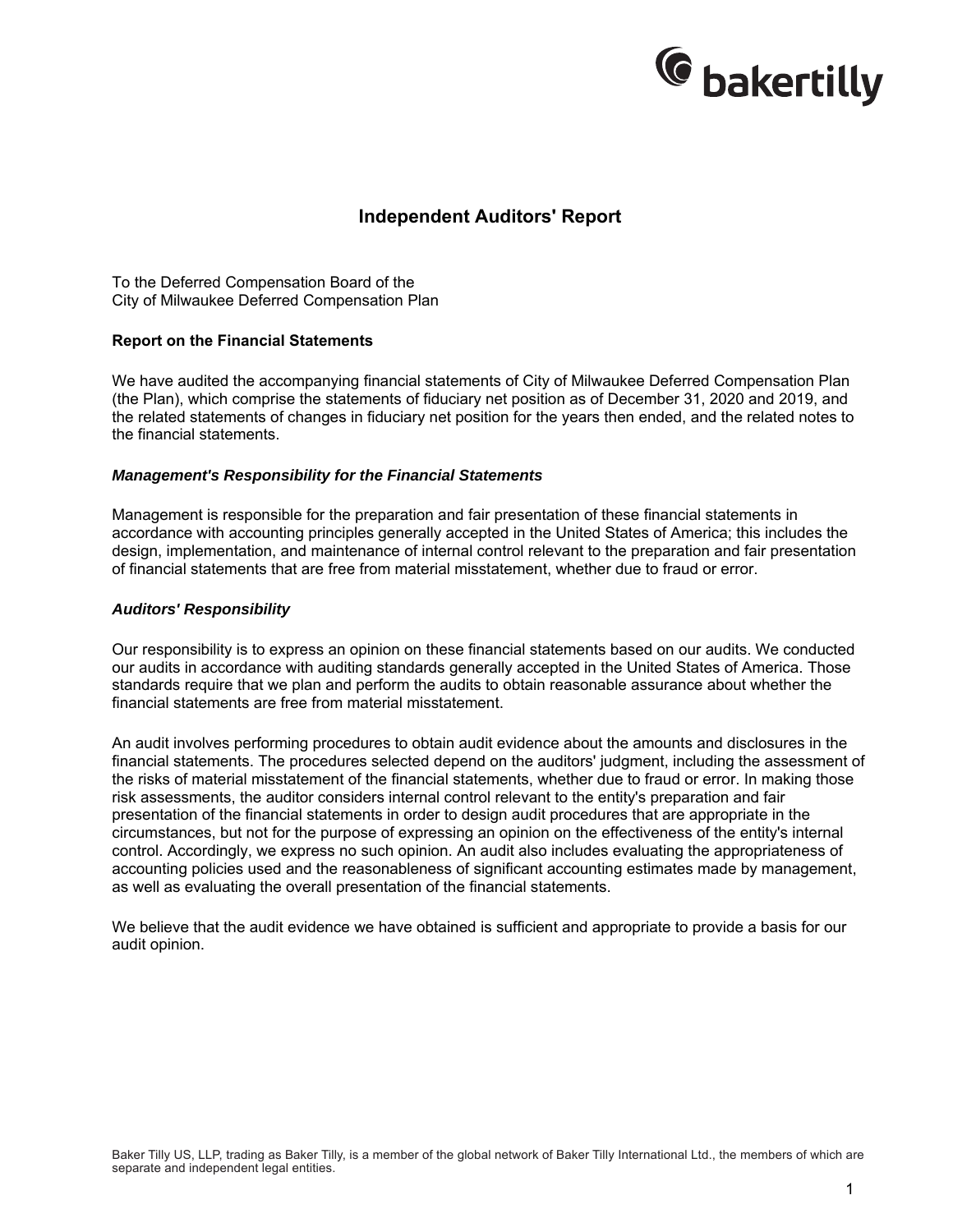# Independent Auditors' Report

To the Deferred Compensation Board of the
City of Milwaukee Deferred Compensation Plan

## Report on the Financial Statements

We have audited the accompanying financial statements of City of Milwaukee Deferred Compensation Plan (the Plan), which comprise the statements of fiduciary net position as of December 31, 2020 and 2019, and the related statements of changes in fiduciary net position for the years then ended, and the related notes to the financial statements.

### *Management's Responsibility for the Financial Statements*

Management is responsible for the preparation and fair presentation of these financial statements in accordance with accounting principles generally accepted in the United States of America; this includes the design, implementation, and maintenance of internal control relevant to the preparation and fair presentation of financial statements that are free from material misstatement, whether due to fraud or error.

### *Auditors' Responsibility*

Our responsibility is to express an opinion on these financial statements based on our audits. We conducted our audits in accordance with auditing standards generally accepted in the United States of America. Those standards require that we plan and perform the audits to obtain reasonable assurance about whether the financial statements are free from material misstatement.

An audit involves performing procedures to obtain audit evidence about the amounts and disclosures in the financial statements. The procedures selected depend on the auditors' judgment, including the assessment of the risks of material misstatement of the financial statements, whether due to fraud or error. In making those risk assessments, the auditor considers internal control relevant to the entity's preparation and fair presentation of the financial statements in order to design audit procedures that are appropriate in the circumstances, but not for the purpose of expressing an opinion on the effectiveness of the entity's internal control. Accordingly, we express no such opinion. An audit also includes evaluating the appropriateness of accounting policies used and the reasonableness of significant accounting estimates made by management, as well as evaluating the overall presentation of the financial statements.

We believe that the audit evidence we have obtained is sufficient and appropriate to provide a basis for our audit opinion.

Baker Tilly US, LLP, trading as Baker Tilly, is a member of the global network of Baker Tilly International Ltd., the members of which are separate and independent legal entities.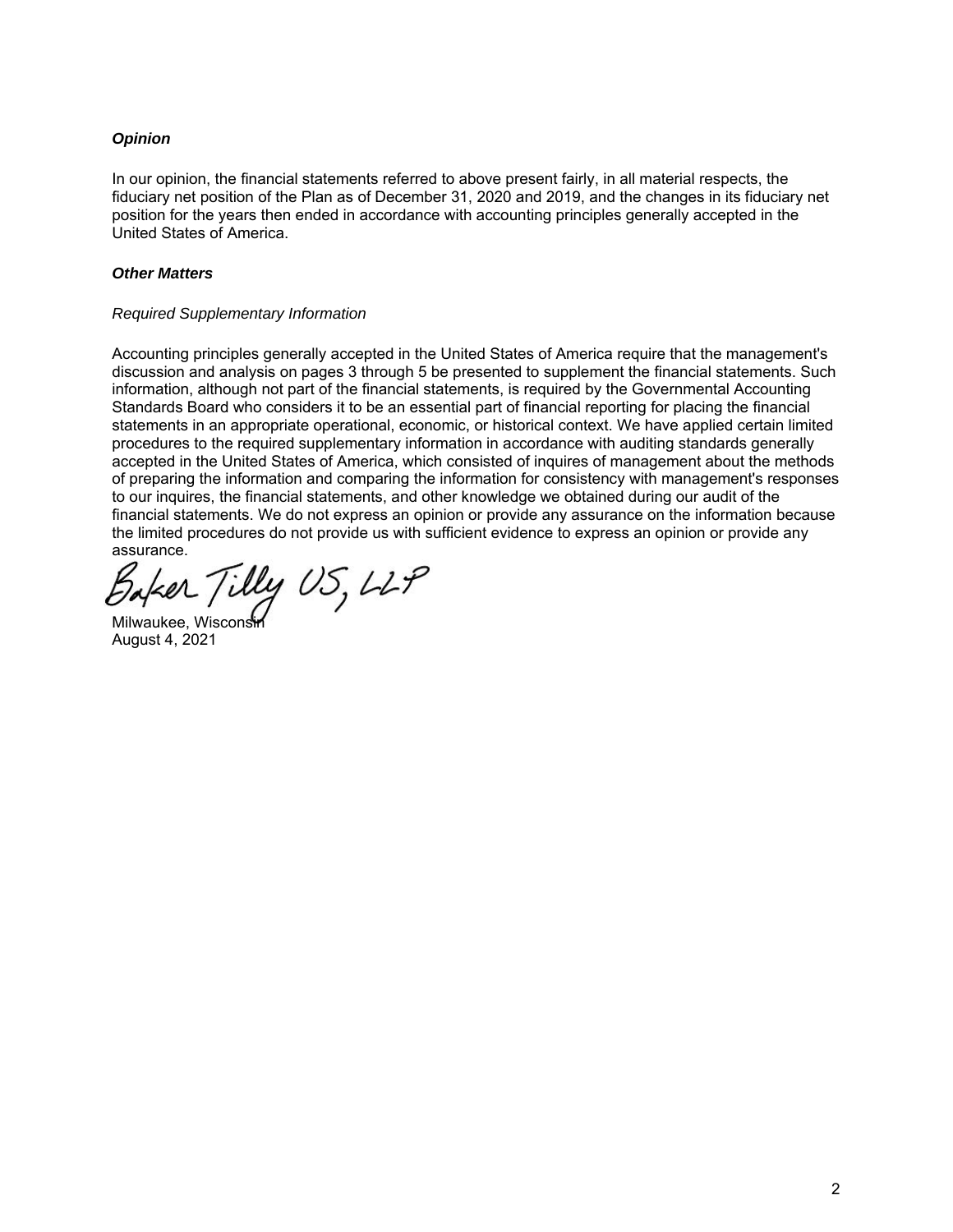### *Opinion*

In our opinion, the financial statements referred to above present fairly, in all material respects, the fiduciary net position of the Plan as of December 31, 2020 and 2019, and the changes in its fiduciary net position for the years then ended in accordance with accounting principles generally accepted in the United States of America.

### *Other Matters*

*Required Supplementary Information*

Accounting principles generally accepted in the United States of America require that the management's discussion and analysis on pages 3 through 5 be presented to supplement the financial statements. Such information, although not part of the financial statements, is required by the Governmental Accounting Standards Board who considers it to be an essential part of financial reporting for placing the financial statements in an appropriate operational, economic, or historical context. We have applied certain limited procedures to the required supplementary information in accordance with auditing standards generally accepted in the United States of America, which consisted of inquires of management about the methods of preparing the information and comparing the information for consistency with management's responses to our inquires, the financial statements, and other knowledge we obtained during our audit of the financial statements. We do not express an opinion or provide any assurance on the information because the limited procedures do not provide us with sufficient evidence to express an opinion or provide any assurance.

Baker Tilly US, LLP

Milwaukee, Wisconsin
August 4, 2021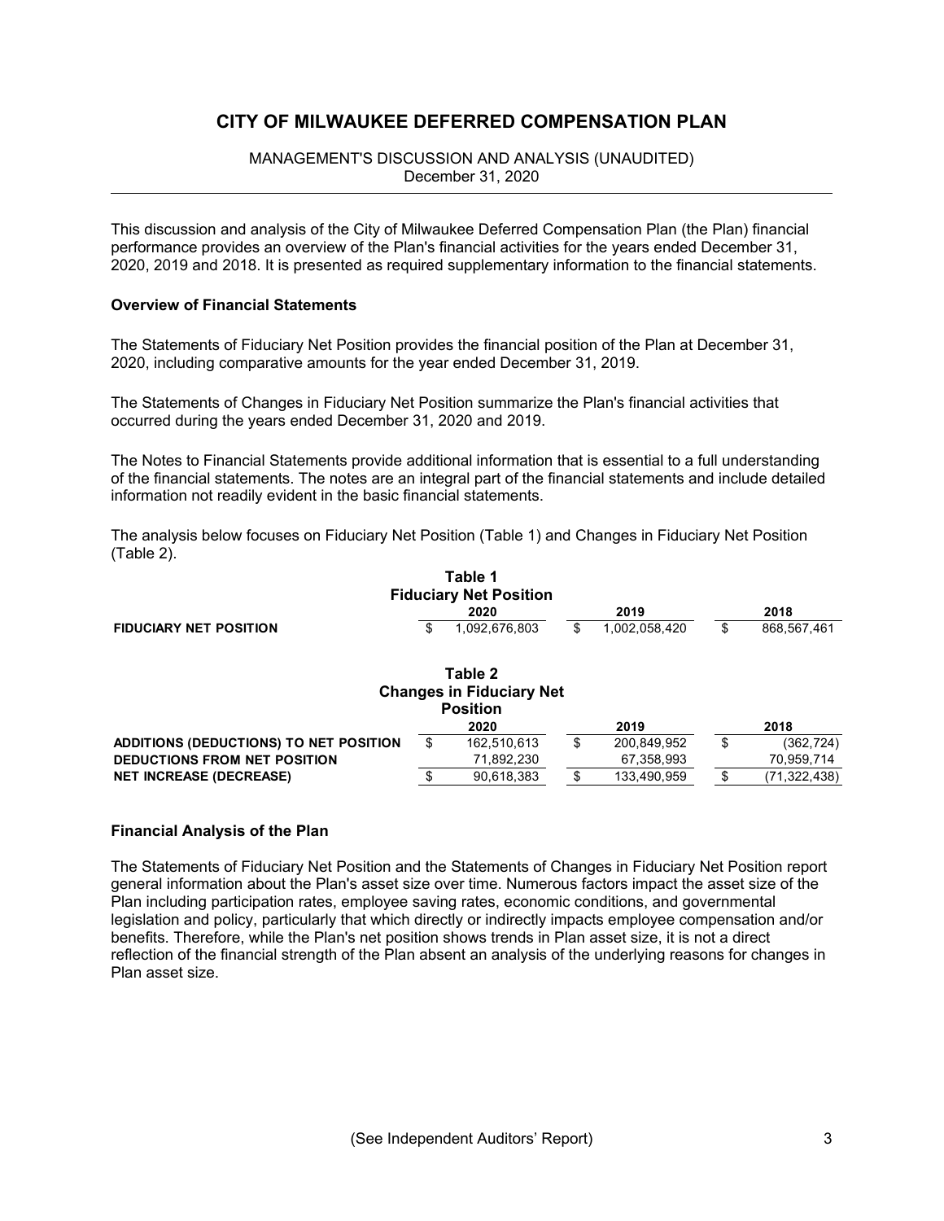# CITY OF MILWAUKEE DEFERRED COMPENSATION PLAN

MANAGEMENT'S DISCUSSION AND ANALYSIS (UNAUDITED)
December 31, 2020

This discussion and analysis of the City of Milwaukee Deferred Compensation Plan (the Plan) financial performance provides an overview of the Plan's financial activities for the years ended December 31, 2020, 2019 and 2018. It is presented as required supplementary information to the financial statements.

### Overview of Financial Statements

The Statements of Fiduciary Net Position provides the financial position of the Plan at December 31, 2020, including comparative amounts for the year ended December 31, 2019.

The Statements of Changes in Fiduciary Net Position summarize the Plan's financial activities that occurred during the years ended December 31, 2020 and 2019.

The Notes to Financial Statements provide additional information that is essential to a full understanding of the financial statements. The notes are an integral part of the financial statements and include detailed information not readily evident in the basic financial statements.

The analysis below focuses on Fiduciary Net Position (Table 1) and Changes in Fiduciary Net Position (Table 2).

**Table 1**
**Fiduciary Net Position**

| | 2020 | 2019 | 2018 |
|---|---|---|---|
| **FIDUCIARY NET POSITION** | $ 1,092,676,803 | $ 1,002,058,420 | $ 868,567,461 |

**Table 2**
**Changes in Fiduciary Net Position**

| | 2020 | 2019 | 2018 |
|---|---|---|---|
| **ADDITIONS (DEDUCTIONS) TO NET POSITION** | $ 162,510,613 | $ 200,849,952 | $ (362,724) |
| **DEDUCTIONS FROM NET POSITION** | 71,892,230 | 67,358,993 | 70,959,714 |
| **NET INCREASE (DECREASE)** | $ 90,618,383 | $ 133,490,959 | $ (71,322,438) |

### Financial Analysis of the Plan

The Statements of Fiduciary Net Position and the Statements of Changes in Fiduciary Net Position report general information about the Plan's asset size over time. Numerous factors impact the asset size of the Plan including participation rates, employee saving rates, economic conditions, and governmental legislation and policy, particularly that which directly or indirectly impacts employee compensation and/or benefits. Therefore, while the Plan's net position shows trends in Plan asset size, it is not a direct reflection of the financial strength of the Plan absent an analysis of the underlying reasons for changes in Plan asset size.

(See Independent Auditors' Report)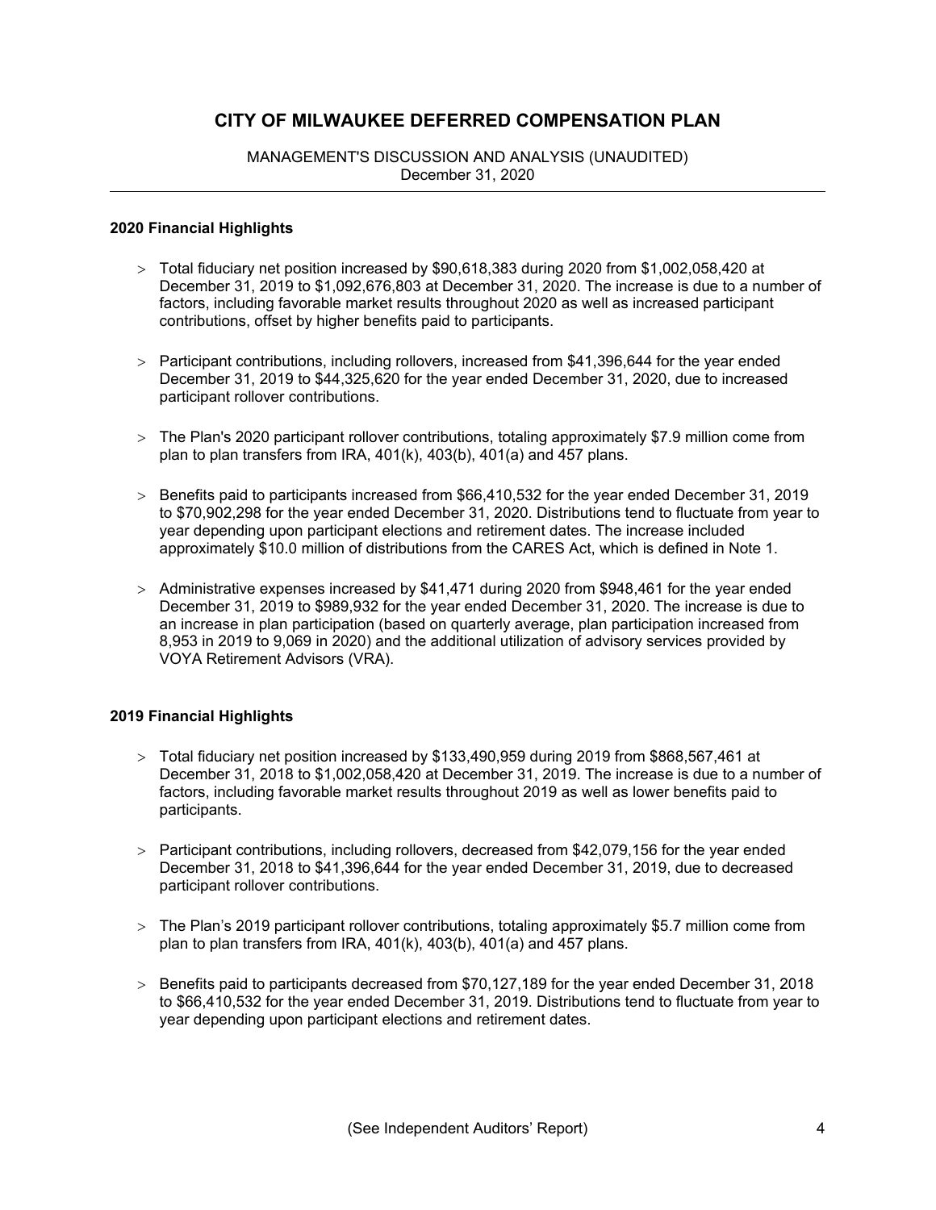# CITY OF MILWAUKEE DEFERRED COMPENSATION PLAN

MANAGEMENT'S DISCUSSION AND ANALYSIS (UNAUDITED)
December 31, 2020

---

**2020 Financial Highlights**

> Total fiduciary net position increased by $90,618,383 during 2020 from $1,002,058,420 at December 31, 2019 to $1,092,676,803 at December 31, 2020. The increase is due to a number of factors, including favorable market results throughout 2020 as well as increased participant contributions, offset by higher benefits paid to participants.

> Participant contributions, including rollovers, increased from $41,396,644 for the year ended December 31, 2019 to $44,325,620 for the year ended December 31, 2020, due to increased participant rollover contributions.

> The Plan's 2020 participant rollover contributions, totaling approximately $7.9 million come from plan to plan transfers from IRA, 401(k), 403(b), 401(a) and 457 plans.

> Benefits paid to participants increased from $66,410,532 for the year ended December 31, 2019 to $70,902,298 for the year ended December 31, 2020. Distributions tend to fluctuate from year to year depending upon participant elections and retirement dates. The increase included approximately $10.0 million of distributions from the CARES Act, which is defined in Note 1.

> Administrative expenses increased by $41,471 during 2020 from $948,461 for the year ended December 31, 2019 to $989,932 for the year ended December 31, 2020. The increase is due to an increase in plan participation (based on quarterly average, plan participation increased from 8,953 in 2019 to 9,069 in 2020) and the additional utilization of advisory services provided by VOYA Retirement Advisors (VRA).

**2019 Financial Highlights**

> Total fiduciary net position increased by $133,490,959 during 2019 from $868,567,461 at December 31, 2018 to $1,002,058,420 at December 31, 2019. The increase is due to a number of factors, including favorable market results throughout 2019 as well as lower benefits paid to participants.

> Participant contributions, including rollovers, decreased from $42,079,156 for the year ended December 31, 2018 to $41,396,644 for the year ended December 31, 2019, due to decreased participant rollover contributions.

> The Plan's 2019 participant rollover contributions, totaling approximately $5.7 million come from plan to plan transfers from IRA, 401(k), 403(b), 401(a) and 457 plans.

> Benefits paid to participants decreased from $70,127,189 for the year ended December 31, 2018 to $66,410,532 for the year ended December 31, 2019. Distributions tend to fluctuate from year to year depending upon participant elections and retirement dates.

(See Independent Auditors' Report)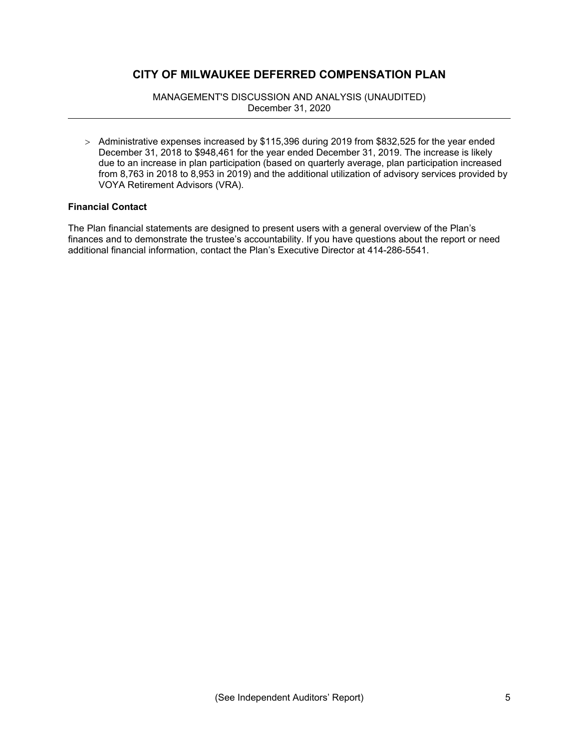- Administrative expenses increased by $115,396 during 2019 from $832,525 for the year ended December 31, 2018 to $948,461 for the year ended December 31, 2019. The increase is likely due to an increase in plan participation (based on quarterly average, plan participation increased from 8,763 in 2018 to 8,953 in 2019) and the additional utilization of advisory services provided by VOYA Retirement Advisors (VRA).

**Financial Contact**

The Plan financial statements are designed to present users with a general overview of the Plan's finances and to demonstrate the trustee's accountability. If you have questions about the report or need additional financial information, contact the Plan's Executive Director at 414-286-5541.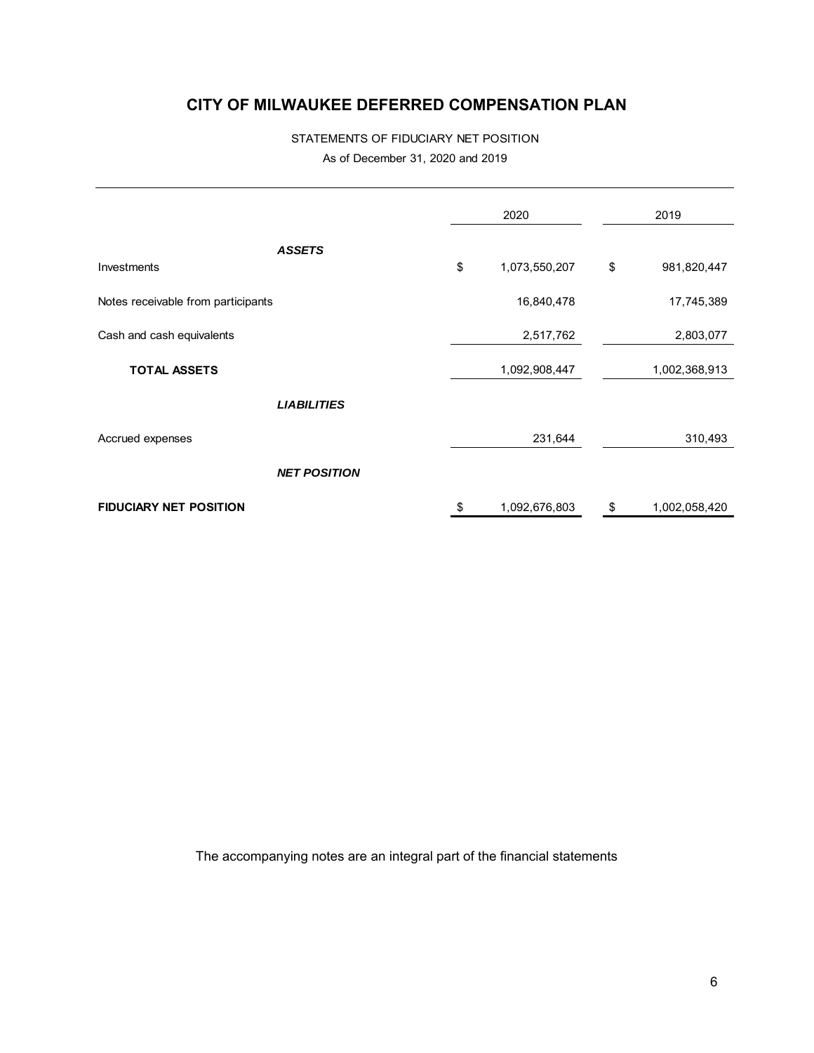# CITY OF MILWAUKEE DEFERRED COMPENSATION PLAN

STATEMENTS OF FIDUCIARY NET POSITION

As of December 31, 2020 and 2019

| | 2020 | 2019 |
|---|---|---|
| ***ASSETS*** | | |
| Investments | $ 1,073,550,207 | $ 981,820,447 |
| Notes receivable from participants | 16,840,478 | 17,745,389 |
| Cash and cash equivalents | 2,517,762 | 2,803,077 |
| **TOTAL ASSETS** | 1,092,908,447 | 1,002,368,913 |
| ***LIABILITIES*** | | |
| Accrued expenses | 231,644 | 310,493 |
| ***NET POSITION*** | | |
| **FIDUCIARY NET POSITION** | $ 1,092,676,803 | $ 1,002,058,420 |

The accompanying notes are an integral part of the financial statements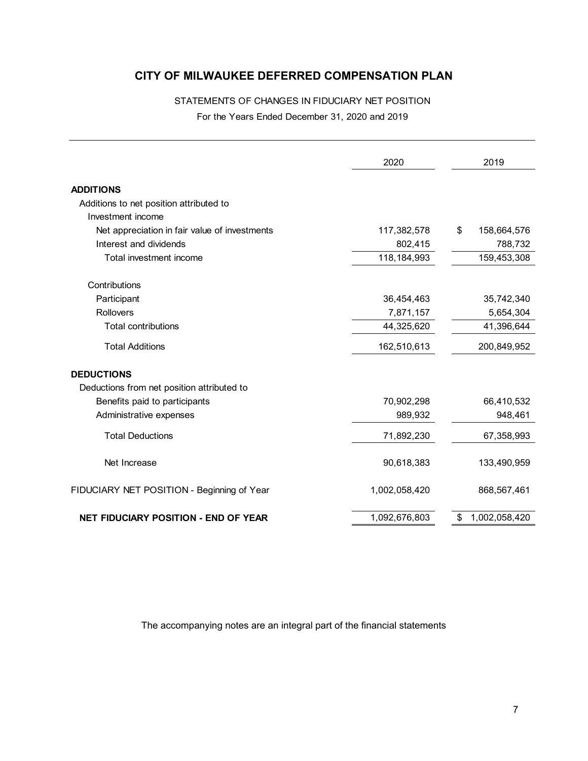# CITY OF MILWAUKEE DEFERRED COMPENSATION PLAN

STATEMENTS OF CHANGES IN FIDUCIARY NET POSITION

For the Years Ended December 31, 2020 and 2019

| | 2020 | 2019 |
|---|---|---|
| **ADDITIONS** | | |
| Additions to net position attributed to | | |
| Investment income | | |
| Net appreciation in fair value of investments | 117,382,578 | $ 158,664,576 |
| Interest and dividends | 802,415 | 788,732 |
| Total investment income | 118,184,993 | 159,453,308 |
| Contributions | | |
| Participant | 36,454,463 | 35,742,340 |
| Rollovers | 7,871,157 | 5,654,304 |
| Total contributions | 44,325,620 | 41,396,644 |
| Total Additions | 162,510,613 | 200,849,952 |
| **DEDUCTIONS** | | |
| Deductions from net position attributed to | | |
| Benefits paid to participants | 70,902,298 | 66,410,532 |
| Administrative expenses | 989,932 | 948,461 |
| Total Deductions | 71,892,230 | 67,358,993 |
| Net Increase | 90,618,383 | 133,490,959 |
| FIDUCIARY NET POSITION - Beginning of Year | 1,002,058,420 | 868,567,461 |
| **NET FIDUCIARY POSITION - END OF YEAR** | 1,092,676,803 | $ 1,002,058,420 |

The accompanying notes are an integral part of the financial statements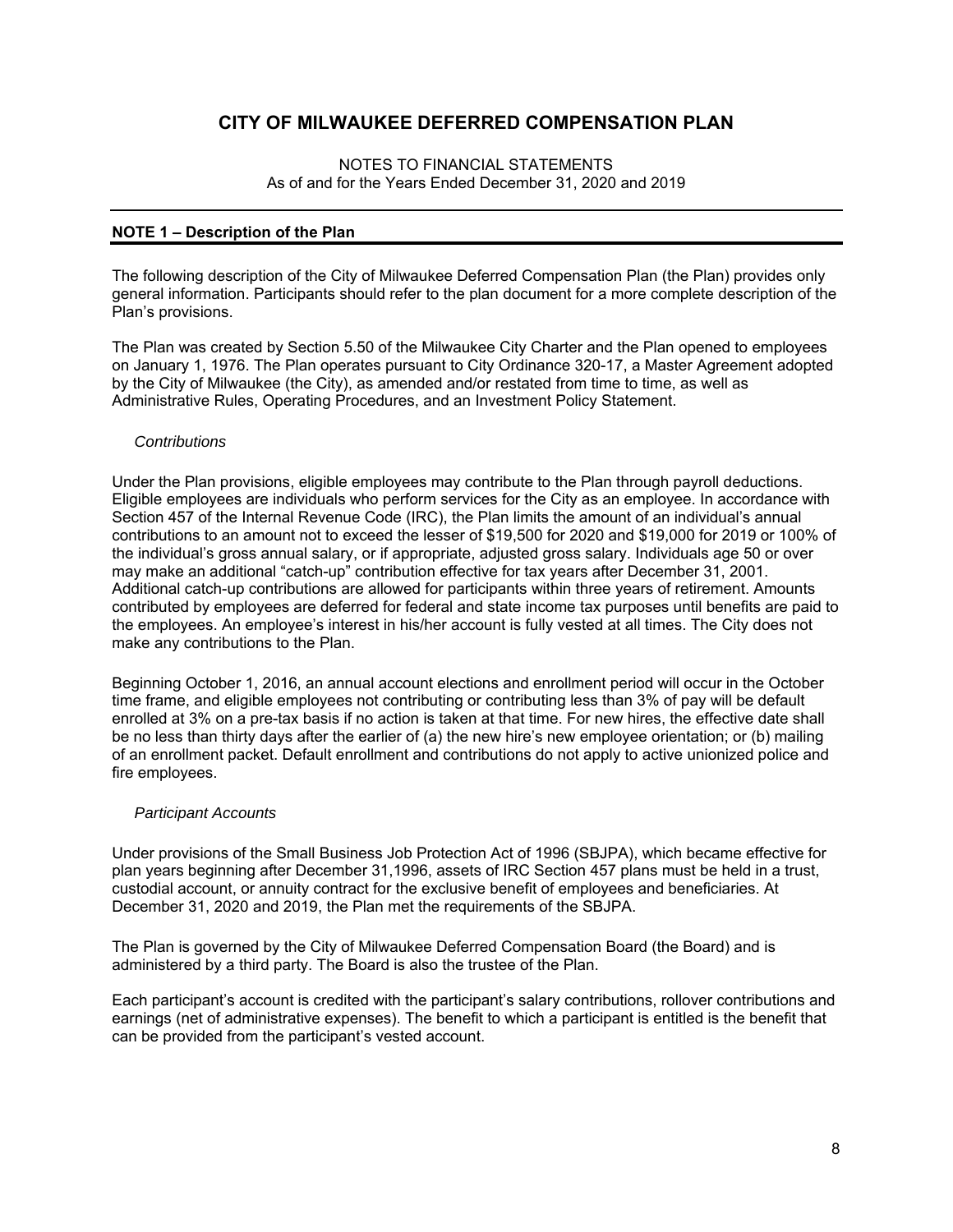# CITY OF MILWAUKEE DEFERRED COMPENSATION PLAN

NOTES TO FINANCIAL STATEMENTS
As of and for the Years Ended December 31, 2020 and 2019

## NOTE 1 – Description of the Plan

The following description of the City of Milwaukee Deferred Compensation Plan (the Plan) provides only general information. Participants should refer to the plan document for a more complete description of the Plan's provisions.

The Plan was created by Section 5.50 of the Milwaukee City Charter and the Plan opened to employees on January 1, 1976. The Plan operates pursuant to City Ordinance 320-17, a Master Agreement adopted by the City of Milwaukee (the City), as amended and/or restated from time to time, as well as Administrative Rules, Operating Procedures, and an Investment Policy Statement.

### *Contributions*

Under the Plan provisions, eligible employees may contribute to the Plan through payroll deductions. Eligible employees are individuals who perform services for the City as an employee. In accordance with Section 457 of the Internal Revenue Code (IRC), the Plan limits the amount of an individual's annual contributions to an amount not to exceed the lesser of $19,500 for 2020 and $19,000 for 2019 or 100% of the individual's gross annual salary, or if appropriate, adjusted gross salary. Individuals age 50 or over may make an additional "catch-up" contribution effective for tax years after December 31, 2001. Additional catch-up contributions are allowed for participants within three years of retirement. Amounts contributed by employees are deferred for federal and state income tax purposes until benefits are paid to the employees. An employee's interest in his/her account is fully vested at all times. The City does not make any contributions to the Plan.

Beginning October 1, 2016, an annual account elections and enrollment period will occur in the October time frame, and eligible employees not contributing or contributing less than 3% of pay will be default enrolled at 3% on a pre-tax basis if no action is taken at that time. For new hires, the effective date shall be no less than thirty days after the earlier of (a) the new hire's new employee orientation; or (b) mailing of an enrollment packet. Default enrollment and contributions do not apply to active unionized police and fire employees.

### *Participant Accounts*

Under provisions of the Small Business Job Protection Act of 1996 (SBJPA), which became effective for plan years beginning after December 31,1996, assets of IRC Section 457 plans must be held in a trust, custodial account, or annuity contract for the exclusive benefit of employees and beneficiaries. At December 31, 2020 and 2019, the Plan met the requirements of the SBJPA.

The Plan is governed by the City of Milwaukee Deferred Compensation Board (the Board) and is administered by a third party. The Board is also the trustee of the Plan.

Each participant's account is credited with the participant's salary contributions, rollover contributions and earnings (net of administrative expenses). The benefit to which a participant is entitled is the benefit that can be provided from the participant's vested account.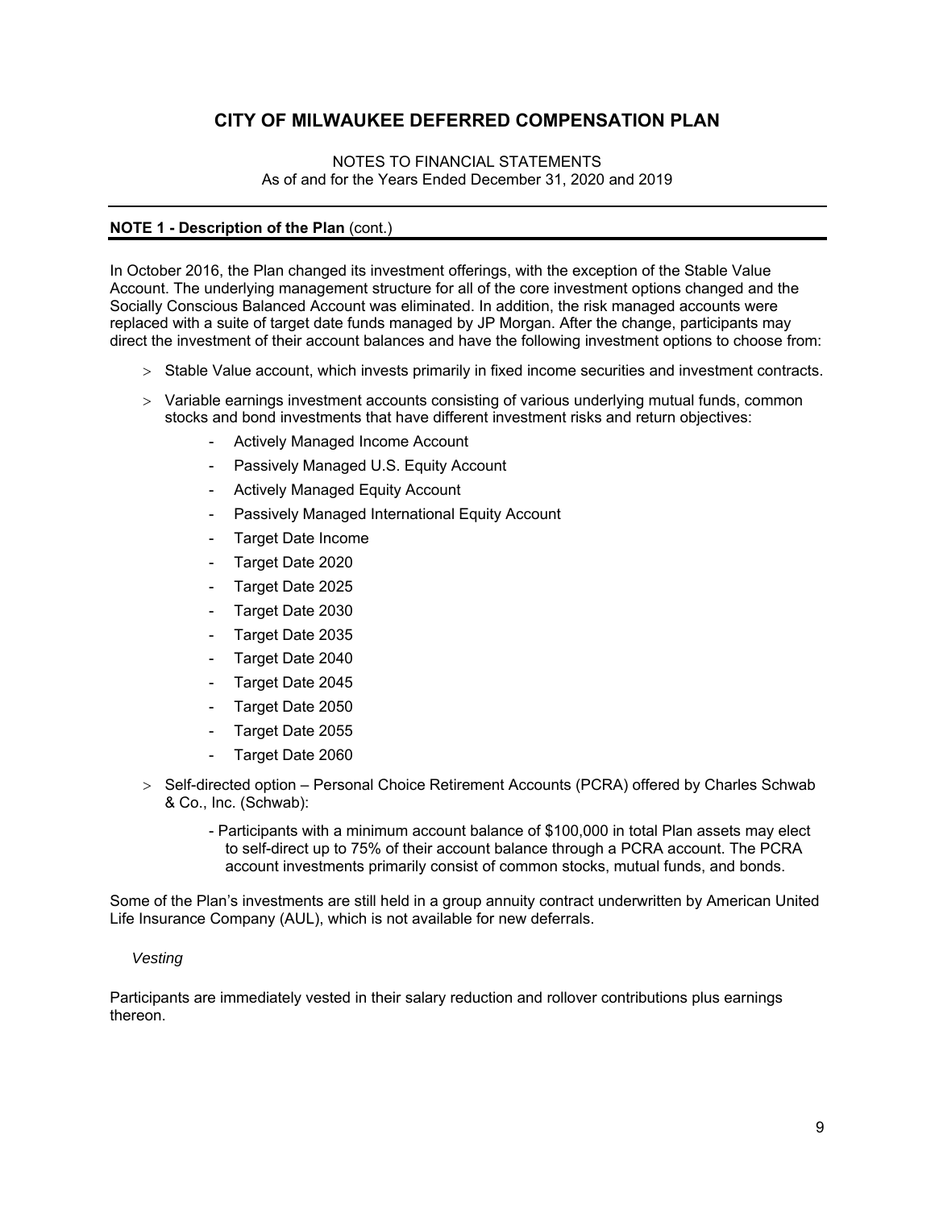**NOTE 1 - Description of the Plan** (cont.)

In October 2016, the Plan changed its investment offerings, with the exception of the Stable Value Account. The underlying management structure for all of the core investment options changed and the Socially Conscious Balanced Account was eliminated. In addition, the risk managed accounts were replaced with a suite of target date funds managed by JP Morgan. After the change, participants may direct the investment of their account balances and have the following investment options to choose from:

- Stable Value account, which invests primarily in fixed income securities and investment contracts.
- Variable earnings investment accounts consisting of various underlying mutual funds, common stocks and bond investments that have different investment risks and return objectives:
    - Actively Managed Income Account
    - Passively Managed U.S. Equity Account
    - Actively Managed Equity Account
    - Passively Managed International Equity Account
    - Target Date Income
    - Target Date 2020
    - Target Date 2025
    - Target Date 2030
    - Target Date 2035
    - Target Date 2040
    - Target Date 2045
    - Target Date 2050
    - Target Date 2055
    - Target Date 2060
- Self-directed option – Personal Choice Retirement Accounts (PCRA) offered by Charles Schwab & Co., Inc. (Schwab):
    - Participants with a minimum account balance of $100,000 in total Plan assets may elect to self-direct up to 75% of their account balance through a PCRA account. The PCRA account investments primarily consist of common stocks, mutual funds, and bonds.

Some of the Plan's investments are still held in a group annuity contract underwritten by American United Life Insurance Company (AUL), which is not available for new deferrals.

*Vesting*

Participants are immediately vested in their salary reduction and rollover contributions plus earnings thereon.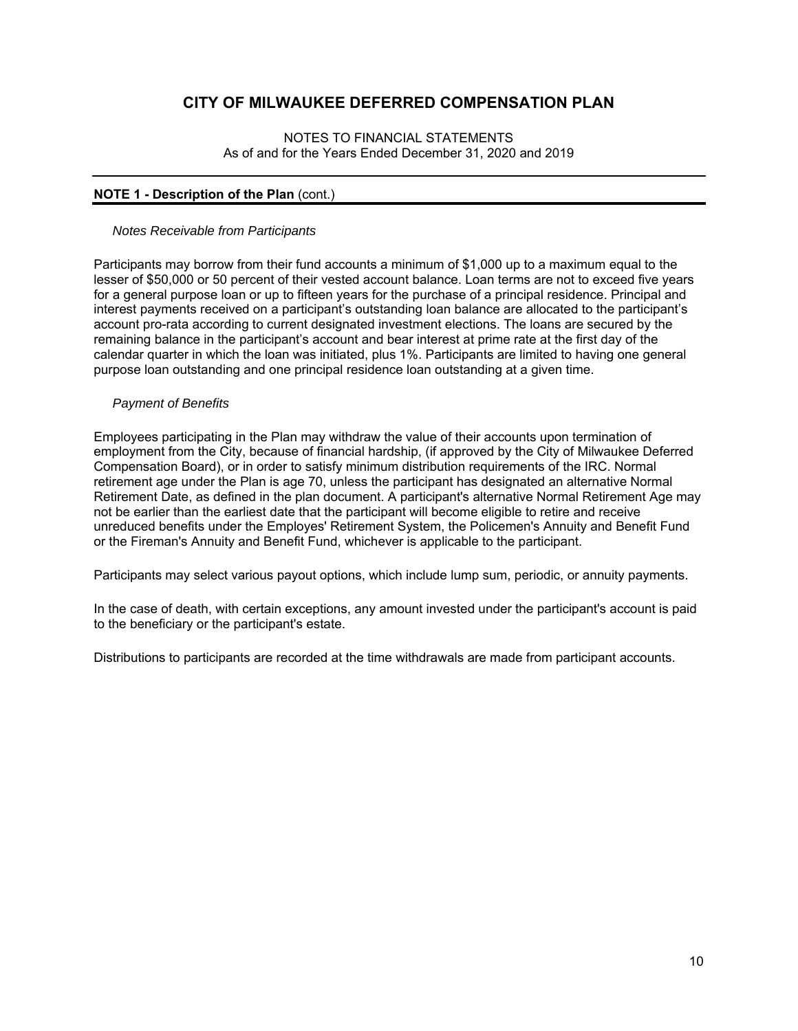# CITY OF MILWAUKEE DEFERRED COMPENSATION PLAN

NOTES TO FINANCIAL STATEMENTS
As of and for the Years Ended December 31, 2020 and 2019

## NOTE 1 - Description of the Plan (cont.)

*Notes Receivable from Participants*

Participants may borrow from their fund accounts a minimum of $1,000 up to a maximum equal to the lesser of $50,000 or 50 percent of their vested account balance. Loan terms are not to exceed five years for a general purpose loan or up to fifteen years for the purchase of a principal residence. Principal and interest payments received on a participant's outstanding loan balance are allocated to the participant's account pro-rata according to current designated investment elections. The loans are secured by the remaining balance in the participant's account and bear interest at prime rate at the first day of the calendar quarter in which the loan was initiated, plus 1%. Participants are limited to having one general purpose loan outstanding and one principal residence loan outstanding at a given time.

*Payment of Benefits*

Employees participating in the Plan may withdraw the value of their accounts upon termination of employment from the City, because of financial hardship, (if approved by the City of Milwaukee Deferred Compensation Board), or in order to satisfy minimum distribution requirements of the IRC. Normal retirement age under the Plan is age 70, unless the participant has designated an alternative Normal Retirement Date, as defined in the plan document. A participant's alternative Normal Retirement Age may not be earlier than the earliest date that the participant will become eligible to retire and receive unreduced benefits under the Employes' Retirement System, the Policemen's Annuity and Benefit Fund or the Fireman's Annuity and Benefit Fund, whichever is applicable to the participant.

Participants may select various payout options, which include lump sum, periodic, or annuity payments.

In the case of death, with certain exceptions, any amount invested under the participant's account is paid to the beneficiary or the participant's estate.

Distributions to participants are recorded at the time withdrawals are made from participant accounts.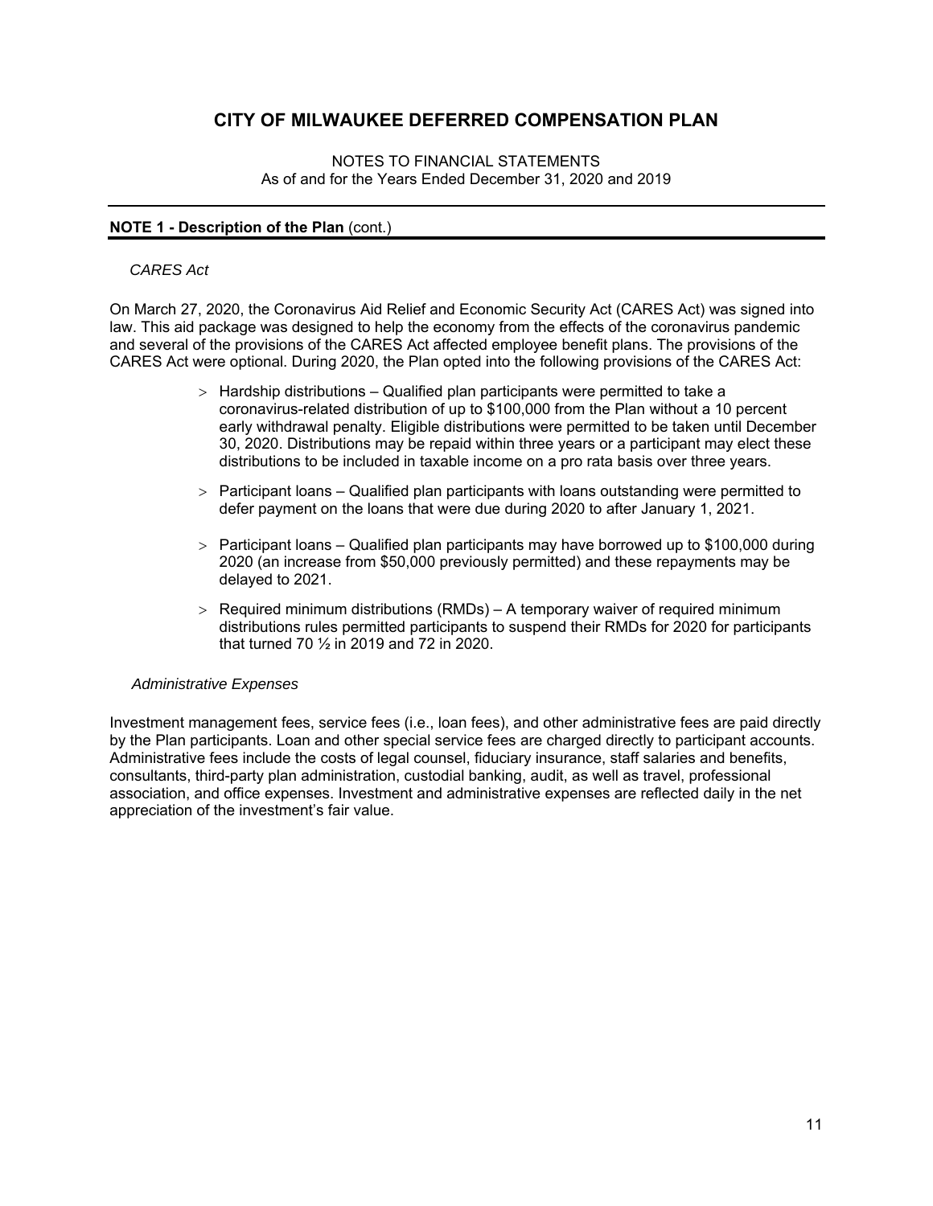# CITY OF MILWAUKEE DEFERRED COMPENSATION PLAN

NOTES TO FINANCIAL STATEMENTS
As of and for the Years Ended December 31, 2020 and 2019

## NOTE 1 - Description of the Plan (cont.)

*CARES Act*

On March 27, 2020, the Coronavirus Aid Relief and Economic Security Act (CARES Act) was signed into law. This aid package was designed to help the economy from the effects of the coronavirus pandemic and several of the provisions of the CARES Act affected employee benefit plans. The provisions of the CARES Act were optional. During 2020, the Plan opted into the following provisions of the CARES Act:

- Hardship distributions – Qualified plan participants were permitted to take a coronavirus-related distribution of up to $100,000 from the Plan without a 10 percent early withdrawal penalty. Eligible distributions were permitted to be taken until December 30, 2020. Distributions may be repaid within three years or a participant may elect these distributions to be included in taxable income on a pro rata basis over three years.
- Participant loans – Qualified plan participants with loans outstanding were permitted to defer payment on the loans that were due during 2020 to after January 1, 2021.
- Participant loans – Qualified plan participants may have borrowed up to $100,000 during 2020 (an increase from $50,000 previously permitted) and these repayments may be delayed to 2021.
- Required minimum distributions (RMDs) – A temporary waiver of required minimum distributions rules permitted participants to suspend their RMDs for 2020 for participants that turned 70 ½ in 2019 and 72 in 2020.

*Administrative Expenses*

Investment management fees, service fees (i.e., loan fees), and other administrative fees are paid directly by the Plan participants. Loan and other special service fees are charged directly to participant accounts. Administrative fees include the costs of legal counsel, fiduciary insurance, staff salaries and benefits, consultants, third-party plan administration, custodial banking, audit, as well as travel, professional association, and office expenses. Investment and administrative expenses are reflected daily in the net appreciation of the investment's fair value.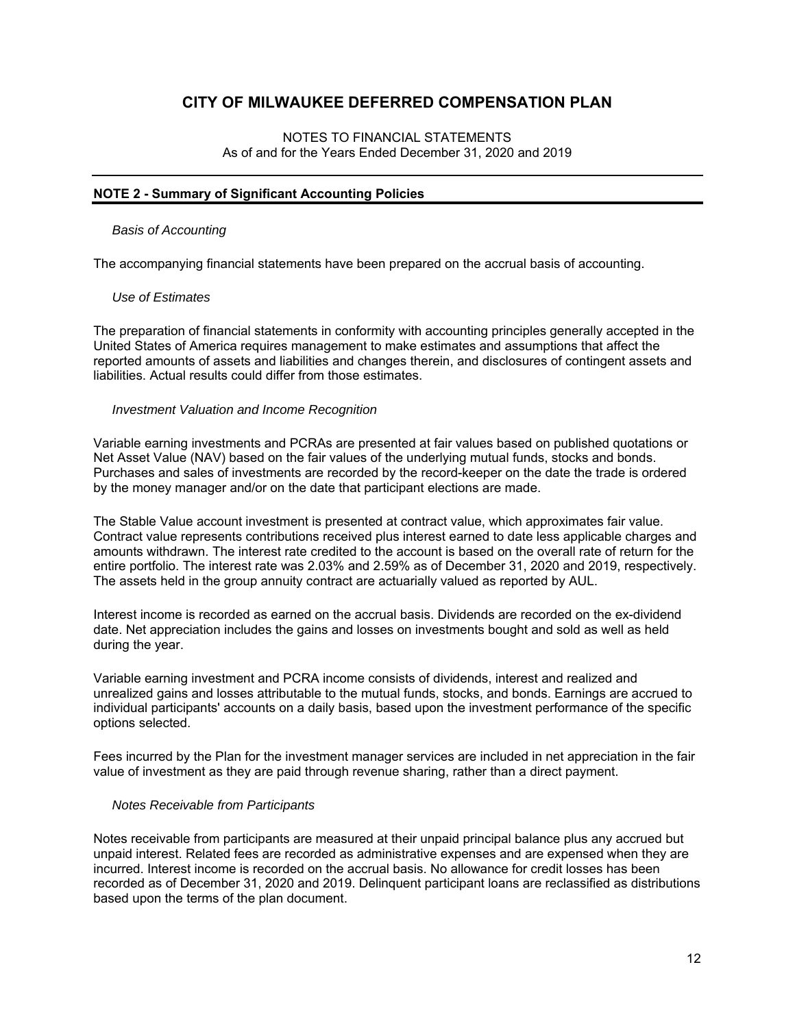# CITY OF MILWAUKEE DEFERRED COMPENSATION PLAN

NOTES TO FINANCIAL STATEMENTS
As of and for the Years Ended December 31, 2020 and 2019

## NOTE 2 - Summary of Significant Accounting Policies

*Basis of Accounting*

The accompanying financial statements have been prepared on the accrual basis of accounting.

*Use of Estimates*

The preparation of financial statements in conformity with accounting principles generally accepted in the United States of America requires management to make estimates and assumptions that affect the reported amounts of assets and liabilities and changes therein, and disclosures of contingent assets and liabilities. Actual results could differ from those estimates.

*Investment Valuation and Income Recognition*

Variable earning investments and PCRAs are presented at fair values based on published quotations or Net Asset Value (NAV) based on the fair values of the underlying mutual funds, stocks and bonds. Purchases and sales of investments are recorded by the record-keeper on the date the trade is ordered by the money manager and/or on the date that participant elections are made.

The Stable Value account investment is presented at contract value, which approximates fair value. Contract value represents contributions received plus interest earned to date less applicable charges and amounts withdrawn. The interest rate credited to the account is based on the overall rate of return for the entire portfolio. The interest rate was 2.03% and 2.59% as of December 31, 2020 and 2019, respectively. The assets held in the group annuity contract are actuarially valued as reported by AUL.

Interest income is recorded as earned on the accrual basis. Dividends are recorded on the ex-dividend date. Net appreciation includes the gains and losses on investments bought and sold as well as held during the year.

Variable earning investment and PCRA income consists of dividends, interest and realized and unrealized gains and losses attributable to the mutual funds, stocks, and bonds. Earnings are accrued to individual participants' accounts on a daily basis, based upon the investment performance of the specific options selected.

Fees incurred by the Plan for the investment manager services are included in net appreciation in the fair value of investment as they are paid through revenue sharing, rather than a direct payment.

*Notes Receivable from Participants*

Notes receivable from participants are measured at their unpaid principal balance plus any accrued but unpaid interest. Related fees are recorded as administrative expenses and are expensed when they are incurred. Interest income is recorded on the accrual basis. No allowance for credit losses has been recorded as of December 31, 2020 and 2019. Delinquent participant loans are reclassified as distributions based upon the terms of the plan document.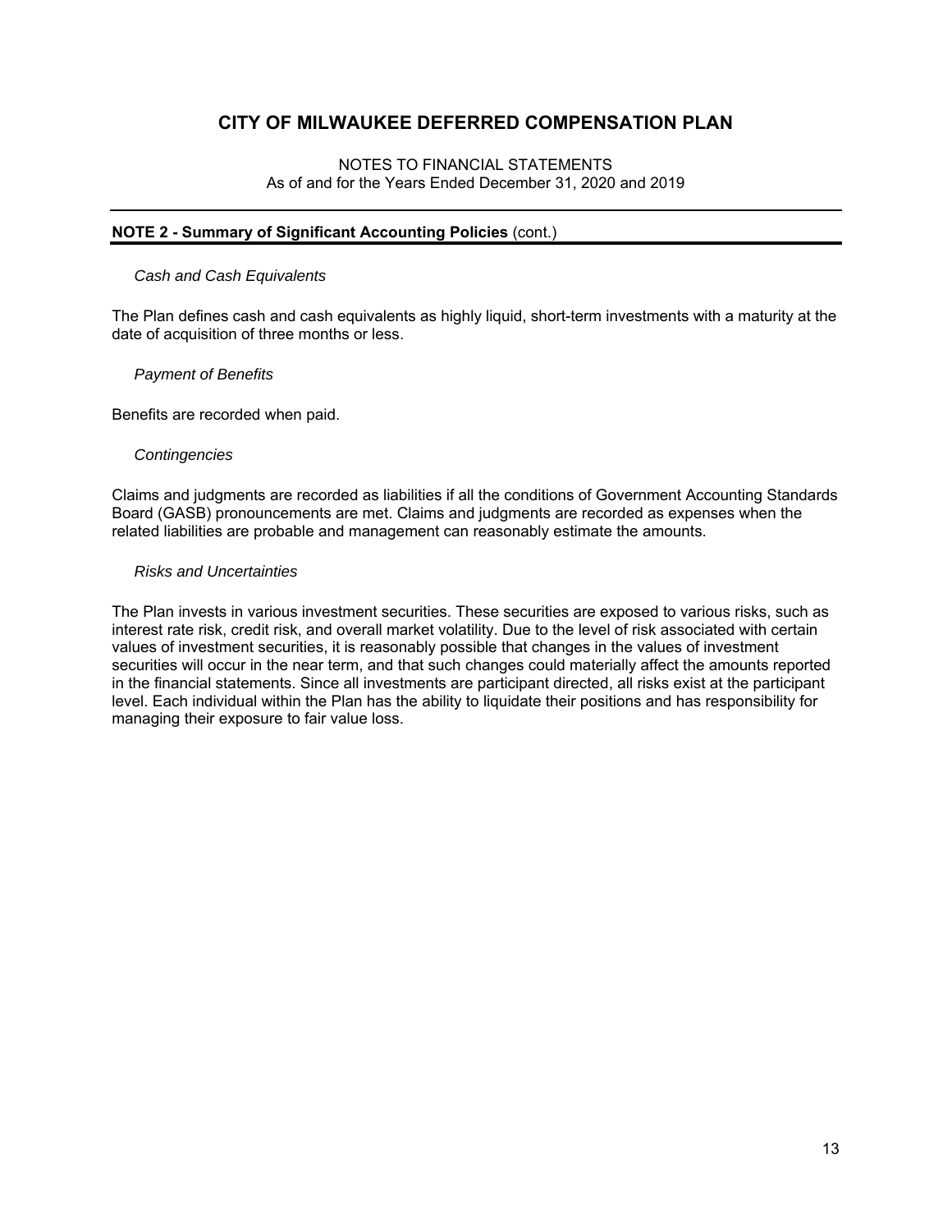# CITY OF MILWAUKEE DEFERRED COMPENSATION PLAN

NOTES TO FINANCIAL STATEMENTS
As of and for the Years Ended December 31, 2020 and 2019

## NOTE 2 - Summary of Significant Accounting Policies (cont.)

*Cash and Cash Equivalents*

The Plan defines cash and cash equivalents as highly liquid, short-term investments with a maturity at the date of acquisition of three months or less.

*Payment of Benefits*

Benefits are recorded when paid.

*Contingencies*

Claims and judgments are recorded as liabilities if all the conditions of Government Accounting Standards Board (GASB) pronouncements are met. Claims and judgments are recorded as expenses when the related liabilities are probable and management can reasonably estimate the amounts.

*Risks and Uncertainties*

The Plan invests in various investment securities. These securities are exposed to various risks, such as interest rate risk, credit risk, and overall market volatility. Due to the level of risk associated with certain values of investment securities, it is reasonably possible that changes in the values of investment securities will occur in the near term, and that such changes could materially affect the amounts reported in the financial statements. Since all investments are participant directed, all risks exist at the participant level. Each individual within the Plan has the ability to liquidate their positions and has responsibility for managing their exposure to fair value loss.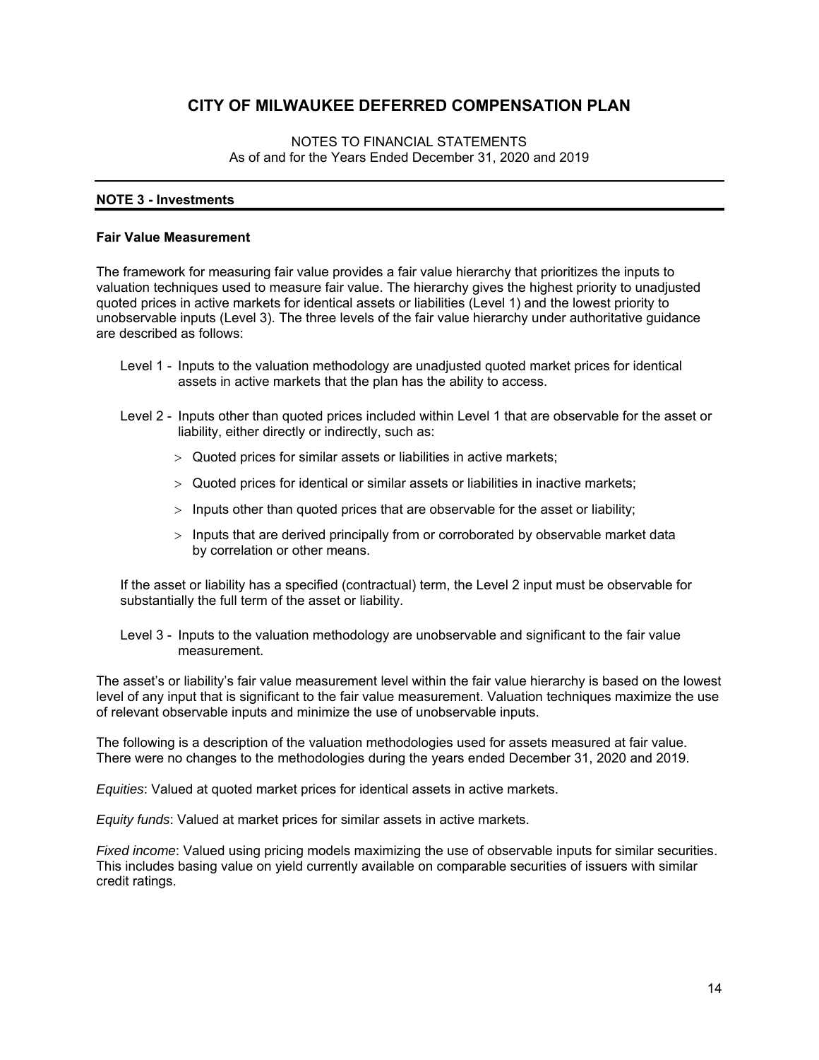## NOTE 3 - Investments

### Fair Value Measurement

The framework for measuring fair value provides a fair value hierarchy that prioritizes the inputs to valuation techniques used to measure fair value. The hierarchy gives the highest priority to unadjusted quoted prices in active markets for identical assets or liabilities (Level 1) and the lowest priority to unobservable inputs (Level 3). The three levels of the fair value hierarchy under authoritative guidance are described as follows:

Level 1 - Inputs to the valuation methodology are unadjusted quoted market prices for identical assets in active markets that the plan has the ability to access.

Level 2 - Inputs other than quoted prices included within Level 1 that are observable for the asset or liability, either directly or indirectly, such as:

- Quoted prices for similar assets or liabilities in active markets;
- Quoted prices for identical or similar assets or liabilities in inactive markets;
- Inputs other than quoted prices that are observable for the asset or liability;
- Inputs that are derived principally from or corroborated by observable market data by correlation or other means.

If the asset or liability has a specified (contractual) term, the Level 2 input must be observable for substantially the full term of the asset or liability.

Level 3 - Inputs to the valuation methodology are unobservable and significant to the fair value measurement.

The asset's or liability's fair value measurement level within the fair value hierarchy is based on the lowest level of any input that is significant to the fair value measurement. Valuation techniques maximize the use of relevant observable inputs and minimize the use of unobservable inputs.

The following is a description of the valuation methodologies used for assets measured at fair value. There were no changes to the methodologies during the years ended December 31, 2020 and 2019.

*Equities*: Valued at quoted market prices for identical assets in active markets.

*Equity funds*: Valued at market prices for similar assets in active markets.

*Fixed income*: Valued using pricing models maximizing the use of observable inputs for similar securities. This includes basing value on yield currently available on comparable securities of issuers with similar credit ratings.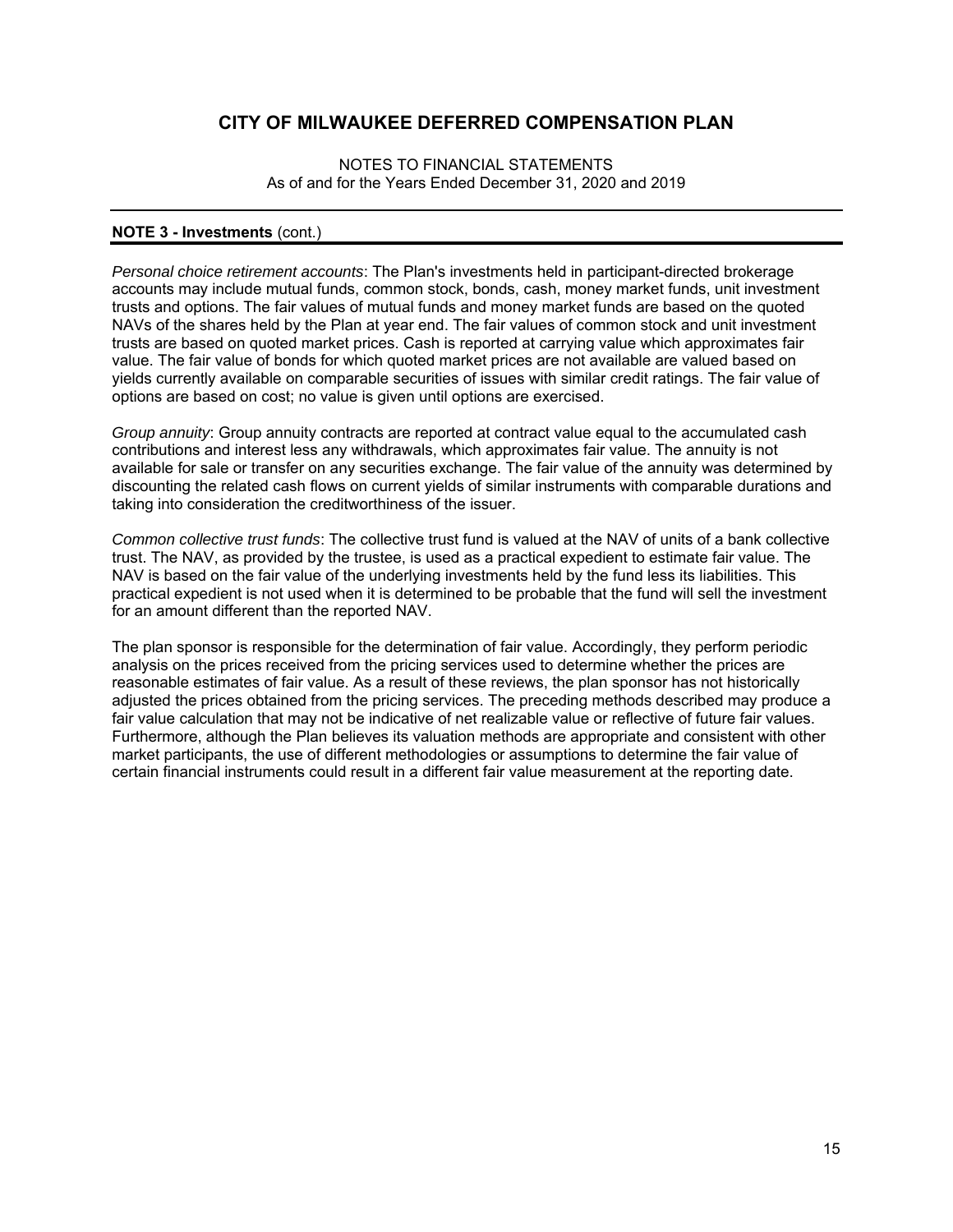# CITY OF MILWAUKEE DEFERRED COMPENSATION PLAN

NOTES TO FINANCIAL STATEMENTS
As of and for the Years Ended December 31, 2020 and 2019

## NOTE 3 - Investments (cont.)

*Personal choice retirement accounts*: The Plan's investments held in participant-directed brokerage accounts may include mutual funds, common stock, bonds, cash, money market funds, unit investment trusts and options. The fair values of mutual funds and money market funds are based on the quoted NAVs of the shares held by the Plan at year end. The fair values of common stock and unit investment trusts are based on quoted market prices. Cash is reported at carrying value which approximates fair value. The fair value of bonds for which quoted market prices are not available are valued based on yields currently available on comparable securities of issues with similar credit ratings. The fair value of options are based on cost; no value is given until options are exercised.

*Group annuity*: Group annuity contracts are reported at contract value equal to the accumulated cash contributions and interest less any withdrawals, which approximates fair value. The annuity is not available for sale or transfer on any securities exchange. The fair value of the annuity was determined by discounting the related cash flows on current yields of similar instruments with comparable durations and taking into consideration the creditworthiness of the issuer.

*Common collective trust funds*: The collective trust fund is valued at the NAV of units of a bank collective trust. The NAV, as provided by the trustee, is used as a practical expedient to estimate fair value. The NAV is based on the fair value of the underlying investments held by the fund less its liabilities. This practical expedient is not used when it is determined to be probable that the fund will sell the investment for an amount different than the reported NAV.

The plan sponsor is responsible for the determination of fair value. Accordingly, they perform periodic analysis on the prices received from the pricing services used to determine whether the prices are reasonable estimates of fair value. As a result of these reviews, the plan sponsor has not historically adjusted the prices obtained from the pricing services. The preceding methods described may produce a fair value calculation that may not be indicative of net realizable value or reflective of future fair values. Furthermore, although the Plan believes its valuation methods are appropriate and consistent with other market participants, the use of different methodologies or assumptions to determine the fair value of certain financial instruments could result in a different fair value measurement at the reporting date.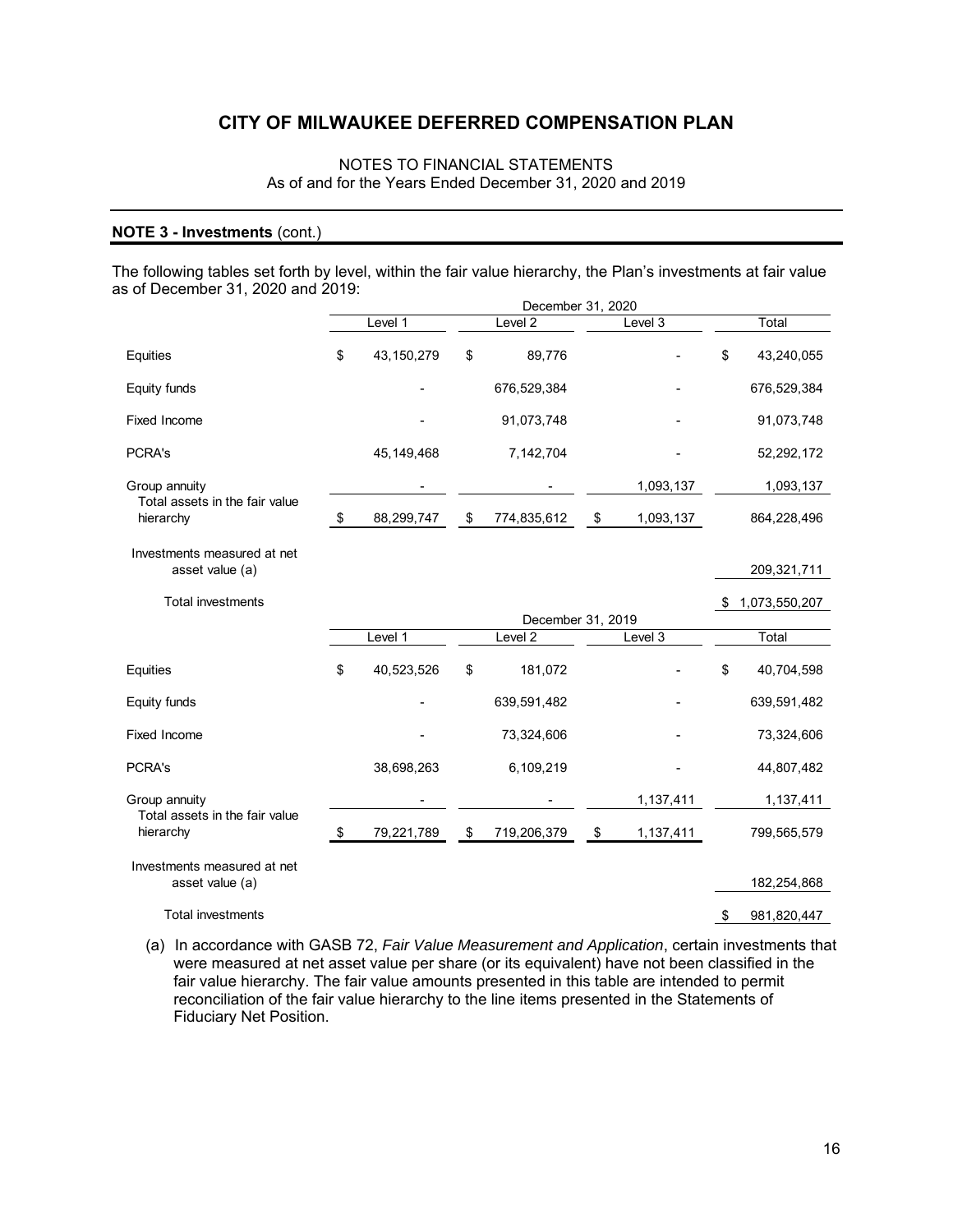# CITY OF MILWAUKEE DEFERRED COMPENSATION PLAN

NOTES TO FINANCIAL STATEMENTS
As of and for the Years Ended December 31, 2020 and 2019

**NOTE 3 - Investments** (cont.)

The following tables set forth by level, within the fair value hierarchy, the Plan's investments at fair value as of December 31, 2020 and 2019:

| | December 31, 2020 | | | |
|---|---|---|---|---|
| | Level 1 | Level 2 | Level 3 | Total |
| Equities | $ 43,150,279 | $ 89,776 | - | $ 43,240,055 |
| Equity funds | - | 676,529,384 | - | 676,529,384 |
| Fixed Income | - | 91,073,748 | - | 91,073,748 |
| PCRA's | 45,149,468 | 7,142,704 | - | 52,292,172 |
| Group annuity | - | - | 1,093,137 | 1,093,137 |
| Total assets in the fair value hierarchy | $ 88,299,747 | $ 774,835,612 | $ 1,093,137 | 864,228,496 |
| Investments measured at net asset value (a) | | | | 209,321,711 |
| Total investments | | | | $ 1,073,550,207 |

| | December 31, 2019 | | | |
|---|---|---|---|---|
| | Level 1 | Level 2 | Level 3 | Total |
| Equities | $ 40,523,526 | $ 181,072 | - | $ 40,704,598 |
| Equity funds | - | 639,591,482 | - | 639,591,482 |
| Fixed Income | - | 73,324,606 | - | 73,324,606 |
| PCRA's | 38,698,263 | 6,109,219 | - | 44,807,482 |
| Group annuity | - | - | 1,137,411 | 1,137,411 |
| Total assets in the fair value hierarchy | $ 79,221,789 | $ 719,206,379 | $ 1,137,411 | 799,565,579 |
| Investments measured at net asset value (a) | | | | 182,254,868 |
| Total investments | | | | $ 981,820,447 |

(a) In accordance with GASB 72, *Fair Value Measurement and Application*, certain investments that were measured at net asset value per share (or its equivalent) have not been classified in the fair value hierarchy. The fair value amounts presented in this table are intended to permit reconciliation of the fair value hierarchy to the line items presented in the Statements of Fiduciary Net Position.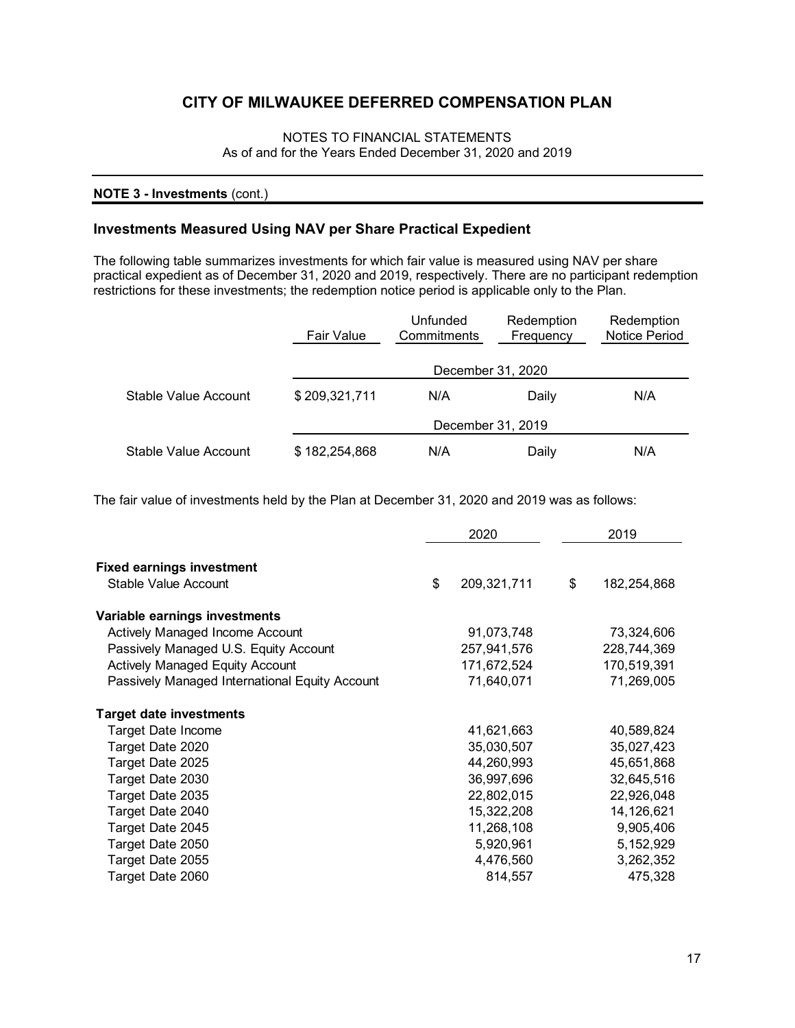# CITY OF MILWAUKEE DEFERRED COMPENSATION PLAN

NOTES TO FINANCIAL STATEMENTS
As of and for the Years Ended December 31, 2020 and 2019

**NOTE 3 - Investments** (cont.)

## Investments Measured Using NAV per Share Practical Expedient

The following table summarizes investments for which fair value is measured using NAV per share practical expedient as of December 31, 2020 and 2019, respectively. There are no participant redemption restrictions for these investments; the redemption notice period is applicable only to the Plan.

| | Fair Value | Unfunded Commitments | Redemption Frequency | Redemption Notice Period |
|---|---|---|---|---|
| | December 31, 2020 | | | |
| Stable Value Account | $ 209,321,711 | N/A | Daily | N/A |
| | December 31, 2019 | | | |
| Stable Value Account | $ 182,254,868 | N/A | Daily | N/A |

The fair value of investments held by the Plan at December 31, 2020 and 2019 was as follows:

| | 2020 | 2019 |
|---|---|---|
| **Fixed earnings investment** | | |
| Stable Value Account | $ 209,321,711 | $ 182,254,868 |
| **Variable earnings investments** | | |
| Actively Managed Income Account | 91,073,748 | 73,324,606 |
| Passively Managed U.S. Equity Account | 257,941,576 | 228,744,369 |
| Actively Managed Equity Account | 171,672,524 | 170,519,391 |
| Passively Managed International Equity Account | 71,640,071 | 71,269,005 |
| **Target date investments** | | |
| Target Date Income | 41,621,663 | 40,589,824 |
| Target Date 2020 | 35,030,507 | 35,027,423 |
| Target Date 2025 | 44,260,993 | 45,651,868 |
| Target Date 2030 | 36,997,696 | 32,645,516 |
| Target Date 2035 | 22,802,015 | 22,926,048 |
| Target Date 2040 | 15,322,208 | 14,126,621 |
| Target Date 2045 | 11,268,108 | 9,905,406 |
| Target Date 2050 | 5,920,961 | 5,152,929 |
| Target Date 2055 | 4,476,560 | 3,262,352 |
| Target Date 2060 | 814,557 | 475,328 |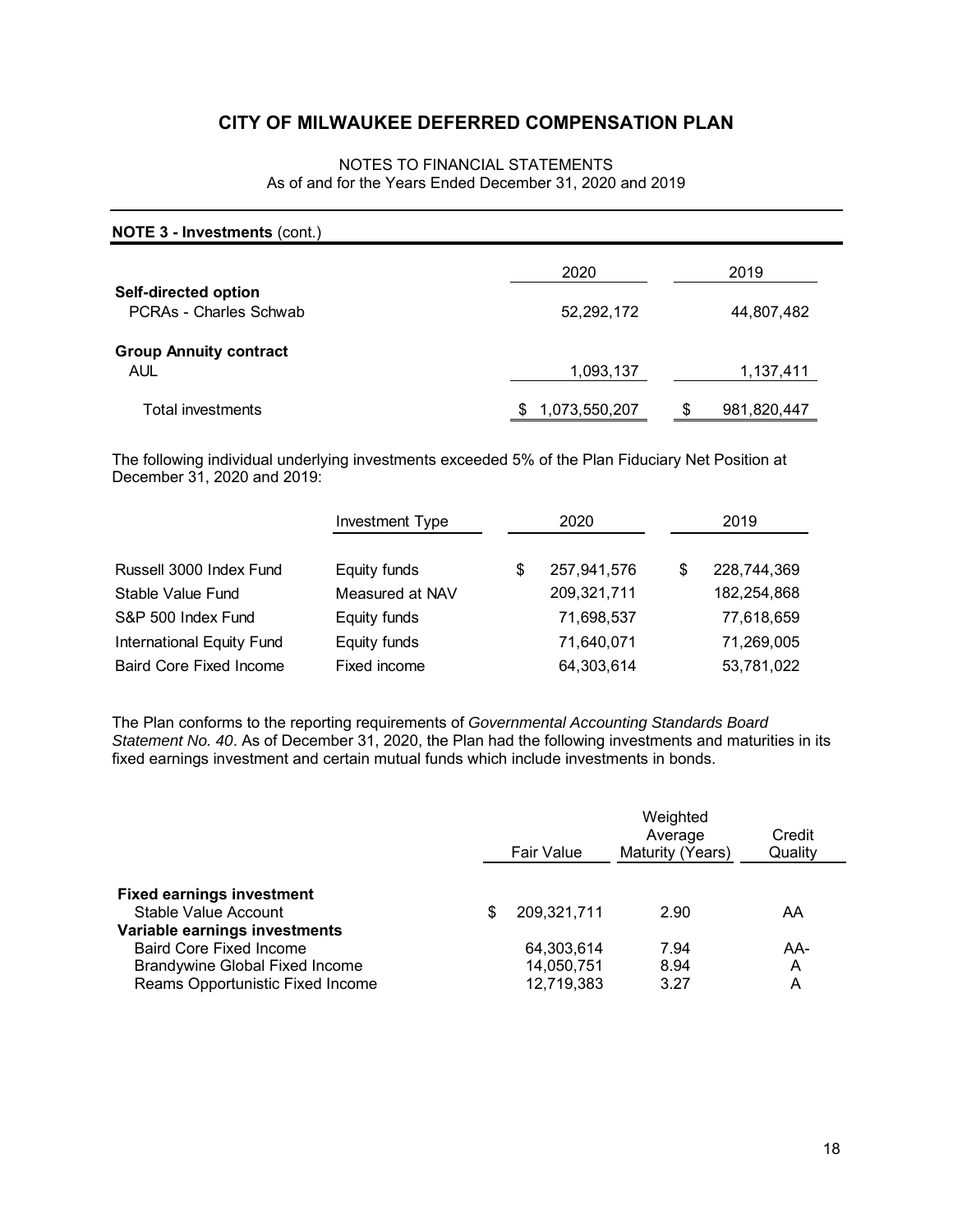# CITY OF MILWAUKEE DEFERRED COMPENSATION PLAN

NOTES TO FINANCIAL STATEMENTS
As of and for the Years Ended December 31, 2020 and 2019

**NOTE 3 - Investments** (cont.)

| | 2020 | 2019 |
|---|---|---|
| **Self-directed option** | | |
| PCRAs - Charles Schwab | 52,292,172 | 44,807,482 |
| **Group Annuity contract** | | |
| AUL | 1,093,137 | 1,137,411 |
| Total investments | $ 1,073,550,207 | $ 981,820,447 |

The following individual underlying investments exceeded 5% of the Plan Fiduciary Net Position at December 31, 2020 and 2019:

| | Investment Type | 2020 | 2019 |
|---|---|---|---|
| Russell 3000 Index Fund | Equity funds | $ 257,941,576 | $ 228,744,369 |
| Stable Value Fund | Measured at NAV | 209,321,711 | 182,254,868 |
| S&P 500 Index Fund | Equity funds | 71,698,537 | 77,618,659 |
| International Equity Fund | Equity funds | 71,640,071 | 71,269,005 |
| Baird Core Fixed Income | Fixed income | 64,303,614 | 53,781,022 |

The Plan conforms to the reporting requirements of *Governmental Accounting Standards Board Statement No. 40*. As of December 31, 2020, the Plan had the following investments and maturities in its fixed earnings investment and certain mutual funds which include investments in bonds.

| | Fair Value | Weighted Average Maturity (Years) | Credit Quality |
|---|---|---|---|
| **Fixed earnings investment** | | | |
| Stable Value Account | $ 209,321,711 | 2.90 | AA |
| **Variable earnings investments** | | | |
| Baird Core Fixed Income | 64,303,614 | 7.94 | AA- |
| Brandywine Global Fixed Income | 14,050,751 | 8.94 | A |
| Reams Opportunistic Fixed Income | 12,719,383 | 3.27 | A |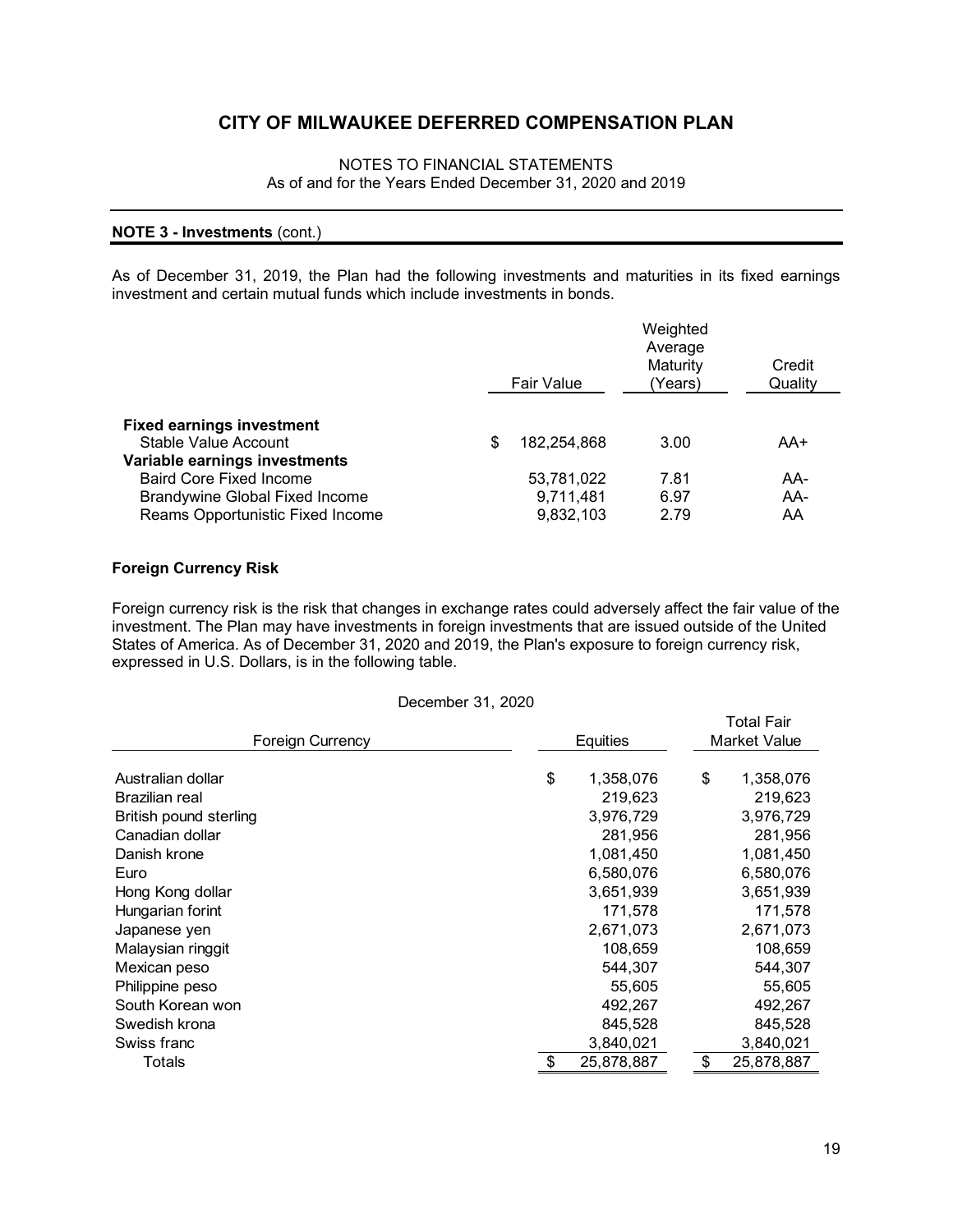# CITY OF MILWAUKEE DEFERRED COMPENSATION PLAN

NOTES TO FINANCIAL STATEMENTS
As of and for the Years Ended December 31, 2020 and 2019

**NOTE 3 - Investments** (cont.)

As of December 31, 2019, the Plan had the following investments and maturities in its fixed earnings investment and certain mutual funds which include investments in bonds.

| | Fair Value | Weighted Average Maturity (Years) | Credit Quality |
|---|---|---|---|
| **Fixed earnings investment** | | | |
| Stable Value Account | $ 182,254,868 | 3.00 | AA+ |
| **Variable earnings investments** | | | |
| Baird Core Fixed Income | 53,781,022 | 7.81 | AA- |
| Brandywine Global Fixed Income | 9,711,481 | 6.97 | AA- |
| Reams Opportunistic Fixed Income | 9,832,103 | 2.79 | AA |

### Foreign Currency Risk

Foreign currency risk is the risk that changes in exchange rates could adversely affect the fair value of the investment. The Plan may have investments in foreign investments that are issued outside of the United States of America. As of December 31, 2020 and 2019, the Plan's exposure to foreign currency risk, expressed in U.S. Dollars, is in the following table.

December 31, 2020

| Foreign Currency | Equities | Total Fair Market Value |
|---|---|---|
| Australian dollar | $ 1,358,076 | $ 1,358,076 |
| Brazilian real | 219,623 | 219,623 |
| British pound sterling | 3,976,729 | 3,976,729 |
| Canadian dollar | 281,956 | 281,956 |
| Danish krone | 1,081,450 | 1,081,450 |
| Euro | 6,580,076 | 6,580,076 |
| Hong Kong dollar | 3,651,939 | 3,651,939 |
| Hungarian forint | 171,578 | 171,578 |
| Japanese yen | 2,671,073 | 2,671,073 |
| Malaysian ringgit | 108,659 | 108,659 |
| Mexican peso | 544,307 | 544,307 |
| Philippine peso | 55,605 | 55,605 |
| South Korean won | 492,267 | 492,267 |
| Swedish krona | 845,528 | 845,528 |
| Swiss franc | 3,840,021 | 3,840,021 |
| Totals | $ 25,878,887 | $ 25,878,887 |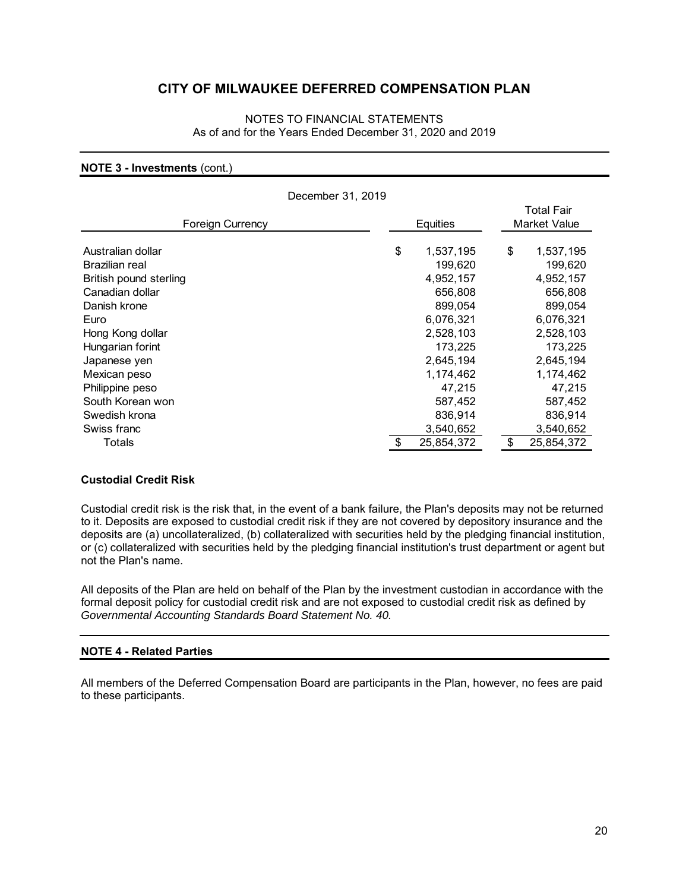# CITY OF MILWAUKEE DEFERRED COMPENSATION PLAN

NOTES TO FINANCIAL STATEMENTS
As of and for the Years Ended December 31, 2020 and 2019

## NOTE 3 - Investments (cont.)

December 31, 2019

| Foreign Currency | Equities | Total Fair Market Value |
|---|---|---|
| Australian dollar | $ 1,537,195 | $ 1,537,195 |
| Brazilian real | 199,620 | 199,620 |
| British pound sterling | 4,952,157 | 4,952,157 |
| Canadian dollar | 656,808 | 656,808 |
| Danish krone | 899,054 | 899,054 |
| Euro | 6,076,321 | 6,076,321 |
| Hong Kong dollar | 2,528,103 | 2,528,103 |
| Hungarian forint | 173,225 | 173,225 |
| Japanese yen | 2,645,194 | 2,645,194 |
| Mexican peso | 1,174,462 | 1,174,462 |
| Philippine peso | 47,215 | 47,215 |
| South Korean won | 587,452 | 587,452 |
| Swedish krona | 836,914 | 836,914 |
| Swiss franc | 3,540,652 | 3,540,652 |
| Totals | $ 25,854,372 | $ 25,854,372 |

### Custodial Credit Risk

Custodial credit risk is the risk that, in the event of a bank failure, the Plan's deposits may not be returned to it. Deposits are exposed to custodial credit risk if they are not covered by depository insurance and the deposits are (a) uncollateralized, (b) collateralized with securities held by the pledging financial institution, or (c) collateralized with securities held by the pledging financial institution's trust department or agent but not the Plan's name.

All deposits of the Plan are held on behalf of the Plan by the investment custodian in accordance with the formal deposit policy for custodial credit risk and are not exposed to custodial credit risk as defined by *Governmental Accounting Standards Board Statement No. 40.*

## NOTE 4 - Related Parties

All members of the Deferred Compensation Board are participants in the Plan, however, no fees are paid to these participants.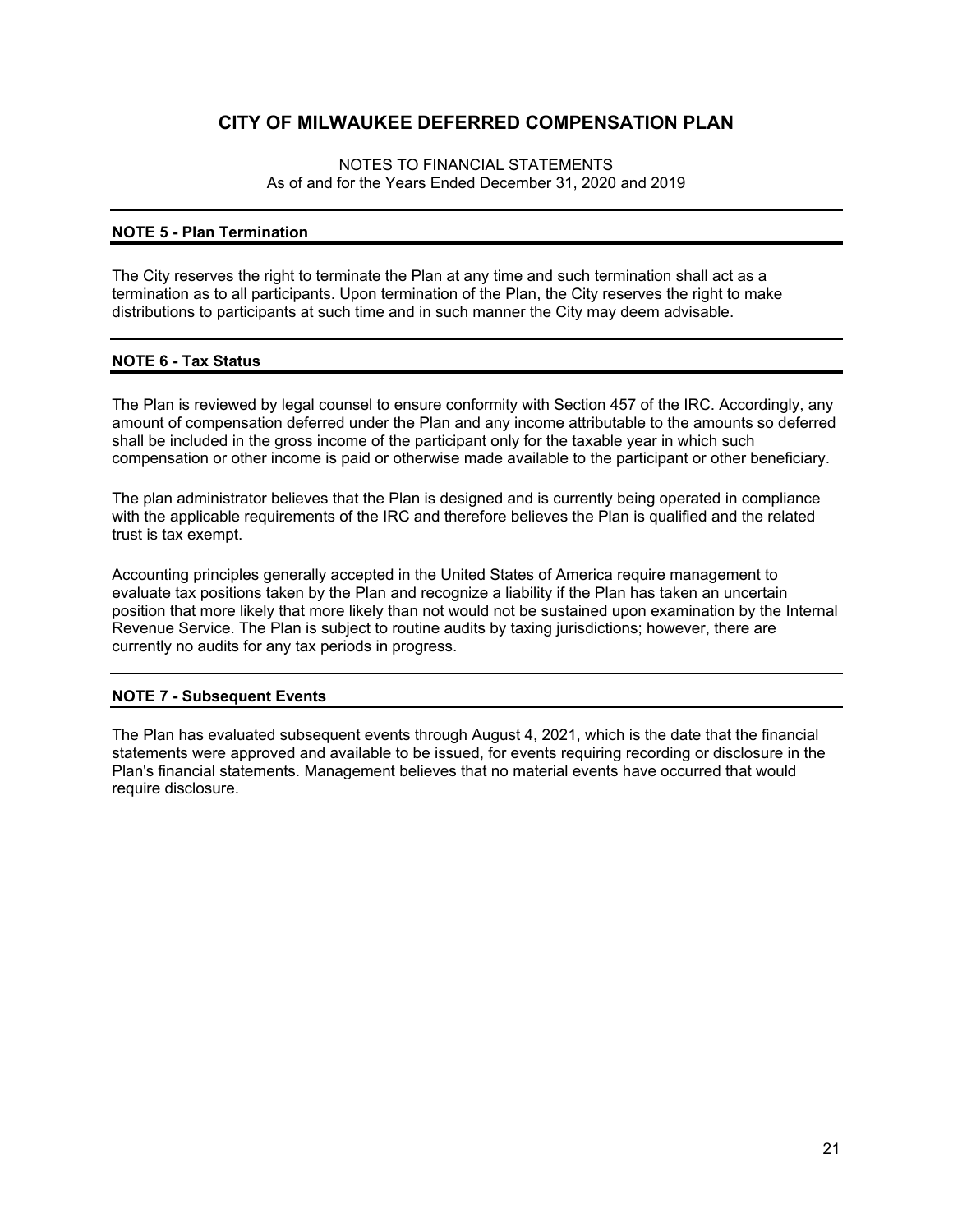# CITY OF MILWAUKEE DEFERRED COMPENSATION PLAN

NOTES TO FINANCIAL STATEMENTS
As of and for the Years Ended December 31, 2020 and 2019

## NOTE 5 - Plan Termination

The City reserves the right to terminate the Plan at any time and such termination shall act as a termination as to all participants. Upon termination of the Plan, the City reserves the right to make distributions to participants at such time and in such manner the City may deem advisable.

## NOTE 6 - Tax Status

The Plan is reviewed by legal counsel to ensure conformity with Section 457 of the IRC. Accordingly, any amount of compensation deferred under the Plan and any income attributable to the amounts so deferred shall be included in the gross income of the participant only for the taxable year in which such compensation or other income is paid or otherwise made available to the participant or other beneficiary.

The plan administrator believes that the Plan is designed and is currently being operated in compliance with the applicable requirements of the IRC and therefore believes the Plan is qualified and the related trust is tax exempt.

Accounting principles generally accepted in the United States of America require management to evaluate tax positions taken by the Plan and recognize a liability if the Plan has taken an uncertain position that more likely that more likely than not would not be sustained upon examination by the Internal Revenue Service. The Plan is subject to routine audits by taxing jurisdictions; however, there are currently no audits for any tax periods in progress.

## NOTE 7 - Subsequent Events

The Plan has evaluated subsequent events through August 4, 2021, which is the date that the financial statements were approved and available to be issued, for events requiring recording or disclosure in the Plan's financial statements. Management believes that no material events have occurred that would require disclosure.